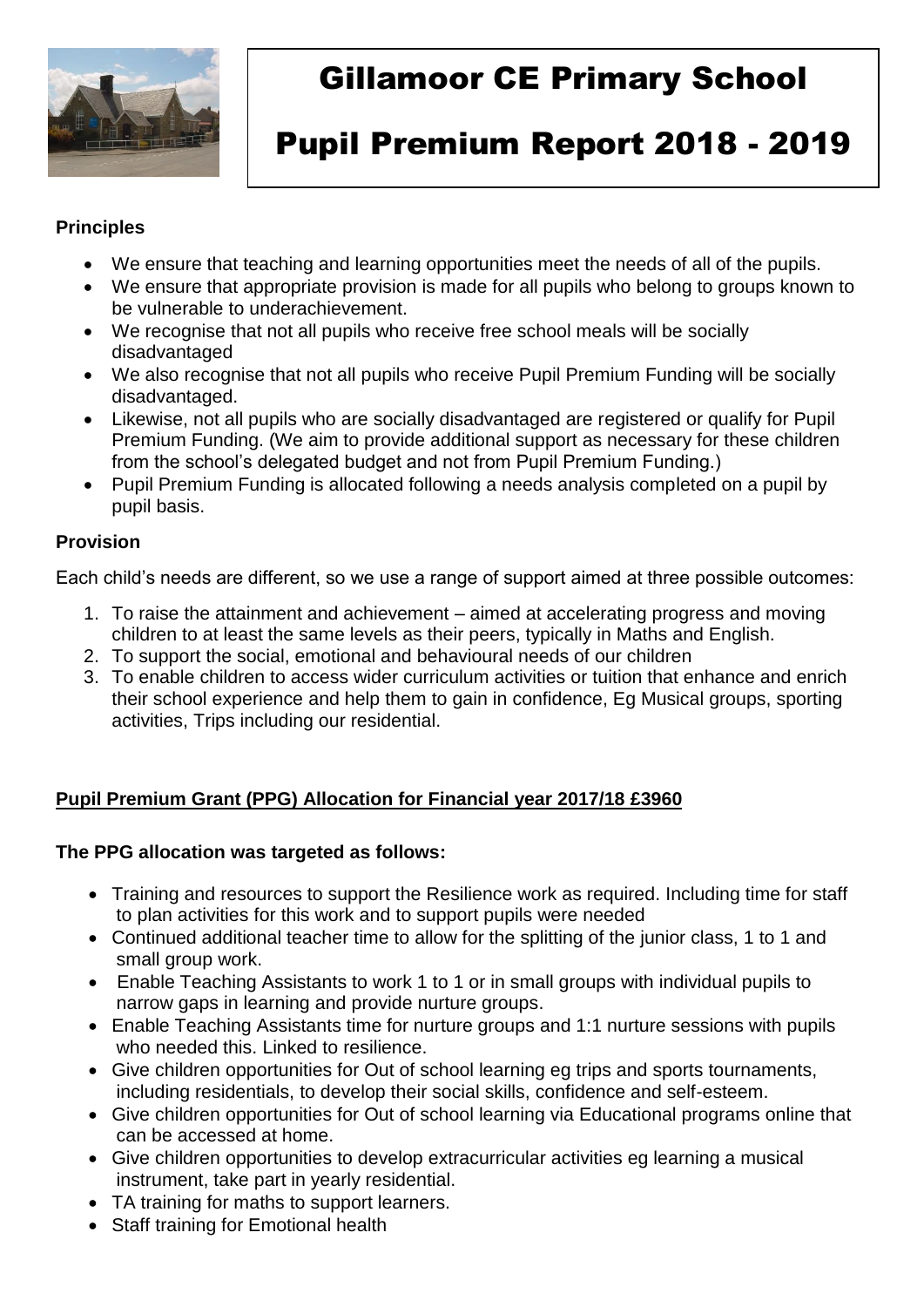# Gillamoor CE Primary School

# Pupil Premium Report 2018 - 2019

**Principles**

- We ensure that teaching and learning opportunities meet the needs of all of the pupils.
- We ensure that appropriate provision is made for all pupils who belong to groups known to be vulnerable to underachievement.
- We recognise that not all pupils who receive free school meals will be socially disadvantaged
- We also recognise that not all pupils who receive Pupil Premium Funding will be socially disadvantaged.
- Likewise, not all pupils who are socially disadvantaged are registered or qualify for Pupil Premium Funding. (We aim to provide additional support as necessary for these children from the school's delegated budget and not from Pupil Premium Funding.)
- Pupil Premium Funding is allocated following a needs analysis completed on a pupil by pupil basis.

**Provision**

Each child's needs are different, so we use a range of support aimed at three possible outcomes:

1. To raise the attainment and achievement – aimed at accelerating progress and moving children to at least the same levels as their peers, typically in Maths and English.
2. To support the social, emotional and behavioural needs of our children
3. To enable children to access wider curriculum activities or tuition that enhance and enrich their school experience and help them to gain in confidence, Eg Musical groups, sporting activities, Trips including our residential.

**Pupil Premium Grant (PPG) Allocation for Financial year 2017/18 £3960**

**The PPG allocation was targeted as follows:**

- Training and resources to support the Resilience work as required. Including time for staff to plan activities for this work and to support pupils were needed
- Continued additional teacher time to allow for the splitting of the junior class, 1 to 1 and small group work.
- Enable Teaching Assistants to work 1 to 1 or in small groups with individual pupils to narrow gaps in learning and provide nurture groups.
- Enable Teaching Assistants time for nurture groups and 1:1 nurture sessions with pupils who needed this. Linked to resilience.
- Give children opportunities for Out of school learning eg trips and sports tournaments, including residentials, to develop their social skills, confidence and self-esteem.
- Give children opportunities for Out of school learning via Educational programs online that can be accessed at home.
- Give children opportunities to develop extracurricular activities eg learning a musical instrument, take part in yearly residential.
- TA training for maths to support learners.
- Staff training for Emotional health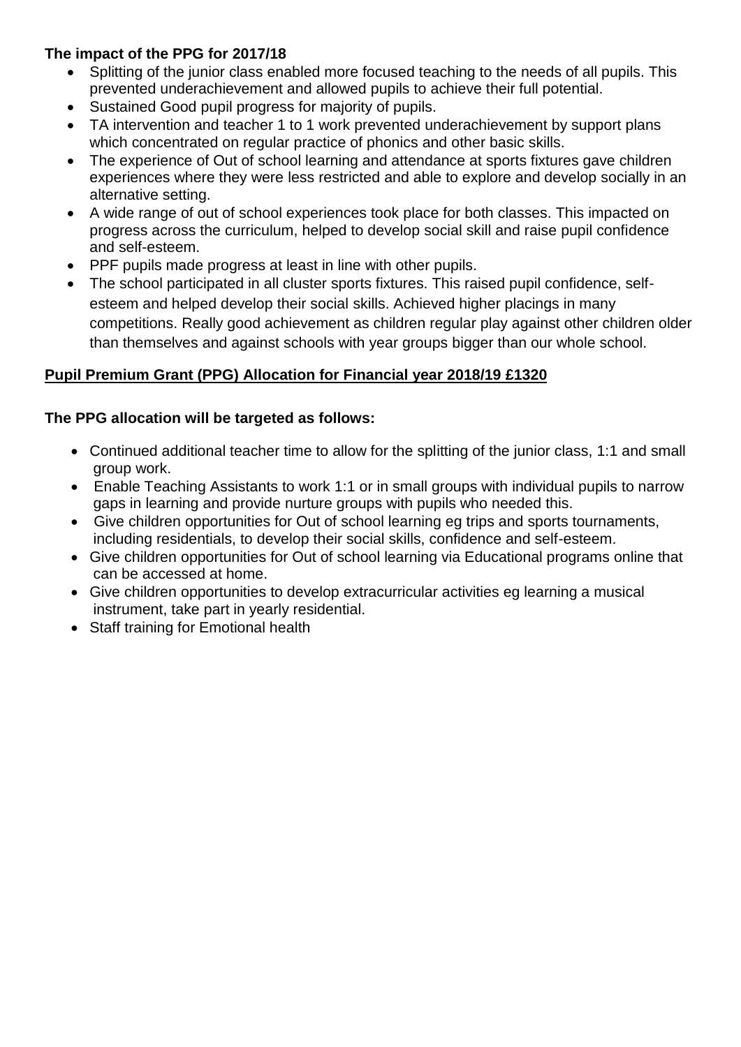**The impact of the PPG for 2017/18**

- Splitting of the junior class enabled more focused teaching to the needs of all pupils. This prevented underachievement and allowed pupils to achieve their full potential.
- Sustained Good pupil progress for majority of pupils.
- TA intervention and teacher 1 to 1 work prevented underachievement by support plans which concentrated on regular practice of phonics and other basic skills.
- The experience of Out of school learning and attendance at sports fixtures gave children experiences where they were less restricted and able to explore and develop socially in an alternative setting.
- A wide range of out of school experiences took place for both classes. This impacted on progress across the curriculum, helped to develop social skill and raise pupil confidence and self-esteem.
- PPF pupils made progress at least in line with other pupils.
- The school participated in all cluster sports fixtures. This raised pupil confidence, self-esteem and helped develop their social skills. Achieved higher placings in many competitions. Really good achievement as children regular play against other children older than themselves and against schools with year groups bigger than our whole school.

**Pupil Premium Grant (PPG) Allocation for Financial year 2018/19 £1320**

**The PPG allocation will be targeted as follows:**

- Continued additional teacher time to allow for the splitting of the junior class, 1:1 and small group work.
- Enable Teaching Assistants to work 1:1 or in small groups with individual pupils to narrow gaps in learning and provide nurture groups with pupils who needed this.
- Give children opportunities for Out of school learning eg trips and sports tournaments, including residentials, to develop their social skills, confidence and self-esteem.
- Give children opportunities for Out of school learning via Educational programs online that can be accessed at home.
- Give children opportunities to develop extracurricular activities eg learning a musical instrument, take part in yearly residential.
- Staff training for Emotional health